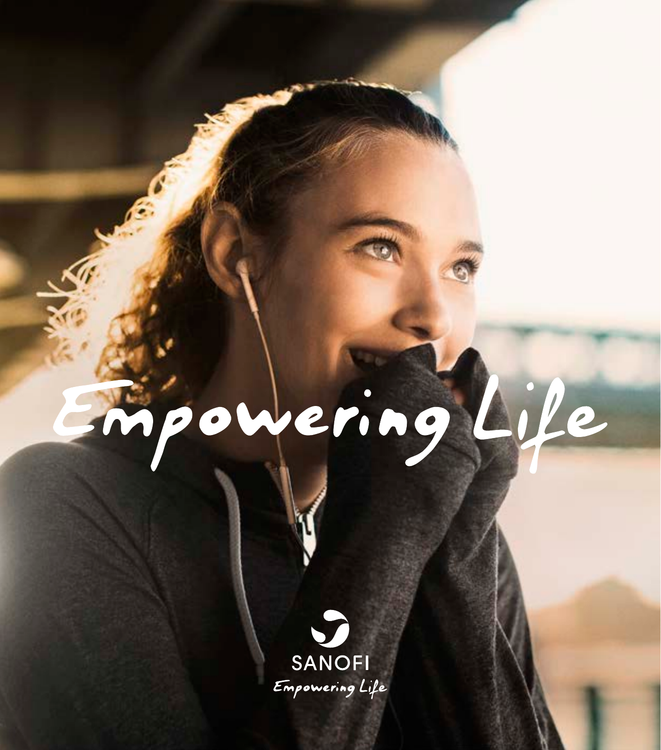# Empowering Life

SANOFI

*Empowering Life*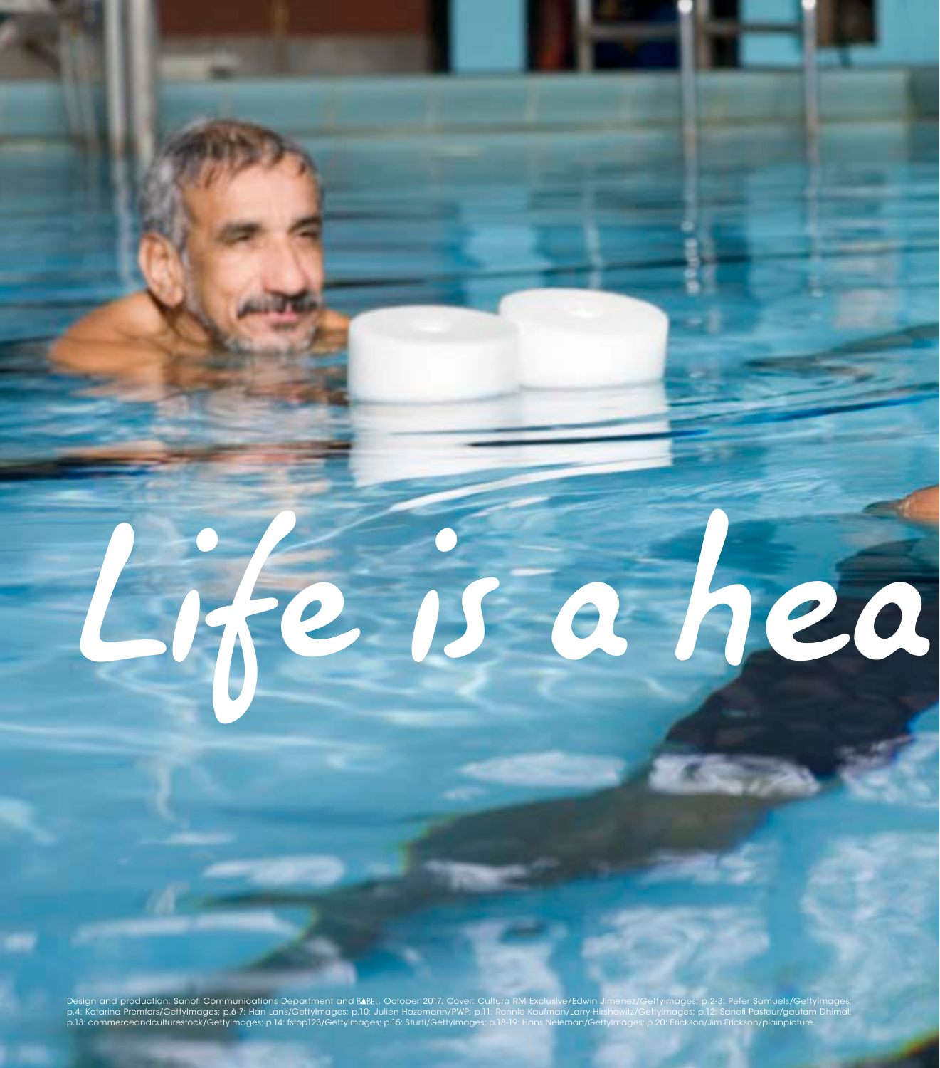# *Life is a hea*

Design and production: Sanofi Communications Department and BABEL. October 2017. Cover: Cultura RM Exclusive/Edwin Jimenez/GettyImages; p.2-3: Peter Samuels/GettyImages; p.4: Katarina Premfors/GettyImages; p.6-7: Han Lans/GettyImages; p.10: Julien Hazemann/PWP; p.11: Ronnie Kaufman/Larry Hirshowitz/GettyImages; p.12: Sanofi Pasteur/gautam Dhimal; p.13: commerceandculturestock/GettyImages; p.14: fstop123/GettyImages; p.15: Sturti/GettyImages; p.18-19: Hans Neleman/GettyImages; p.20: Erickson/Jim Erickson/plainpicture.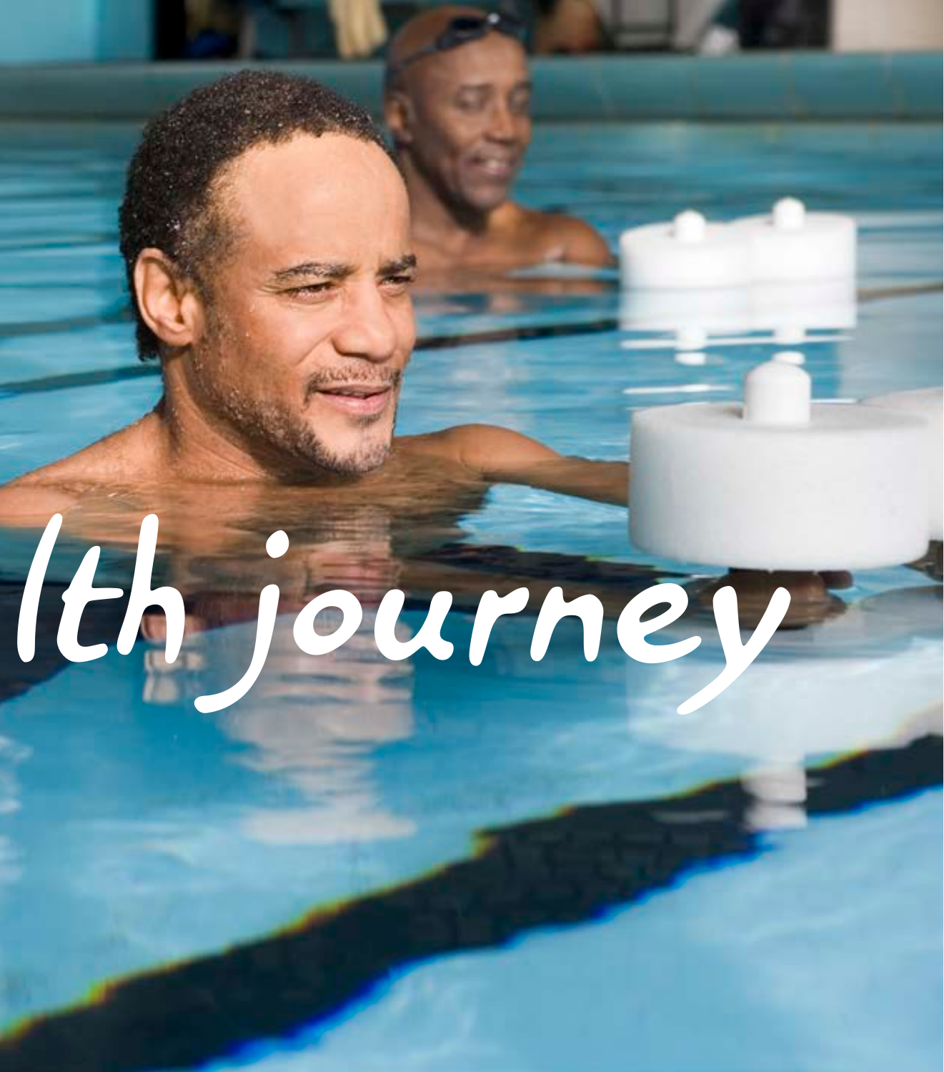lth journey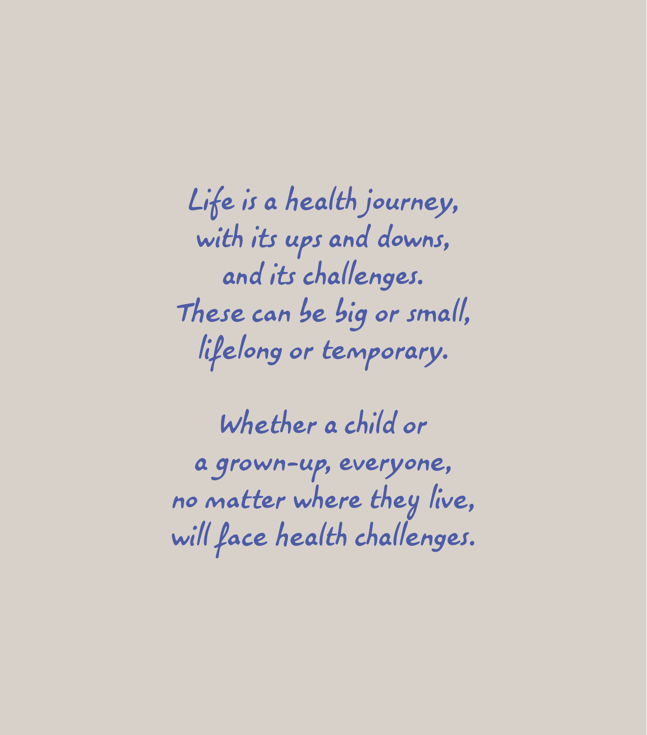Life is a health journey,
with its ups and downs,
and its challenges.
These can be big or small,
lifelong or temporary.

Whether a child or
a grown-up, everyone,
no matter where they live,
will face health challenges.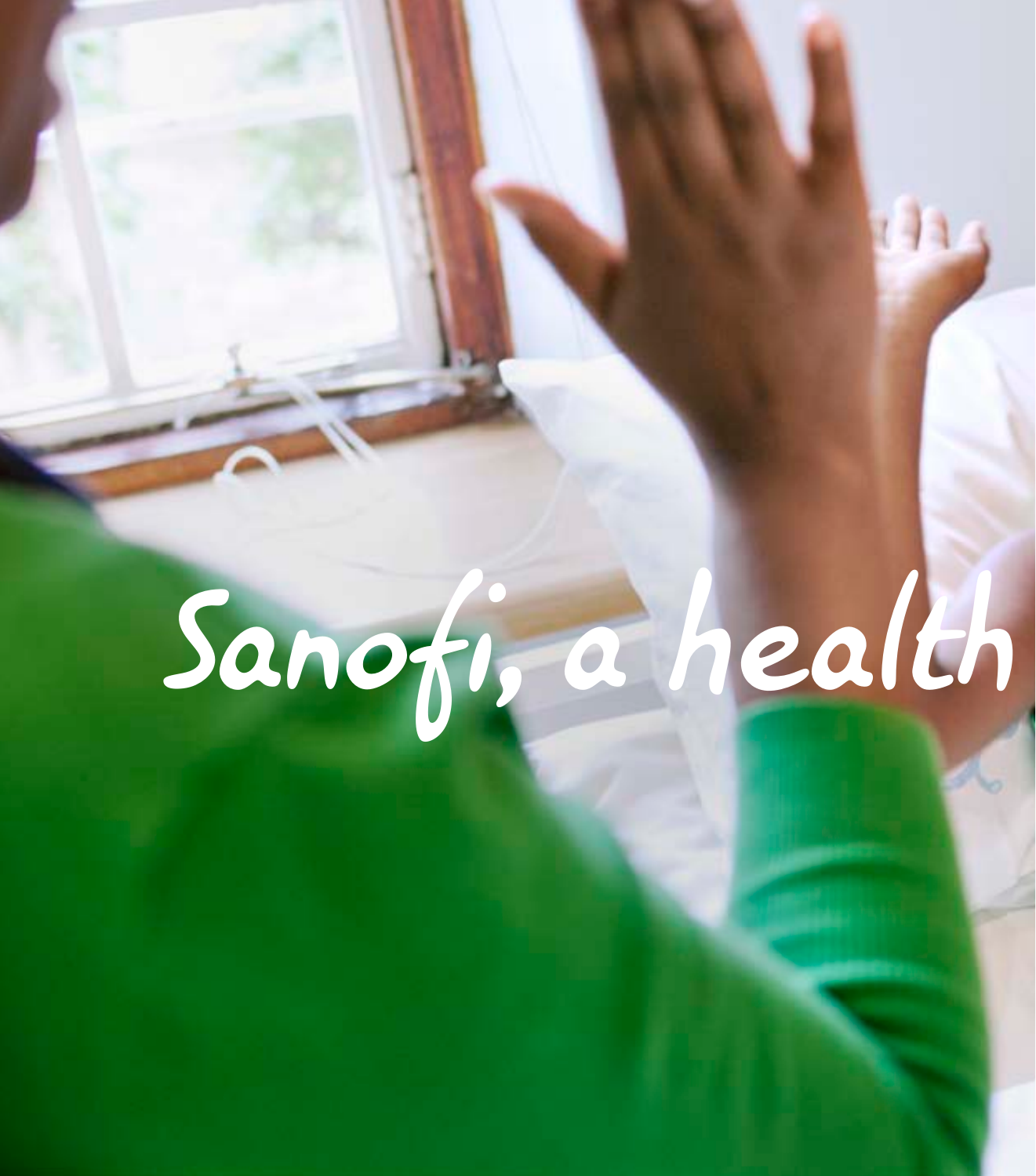# Sanofi, a health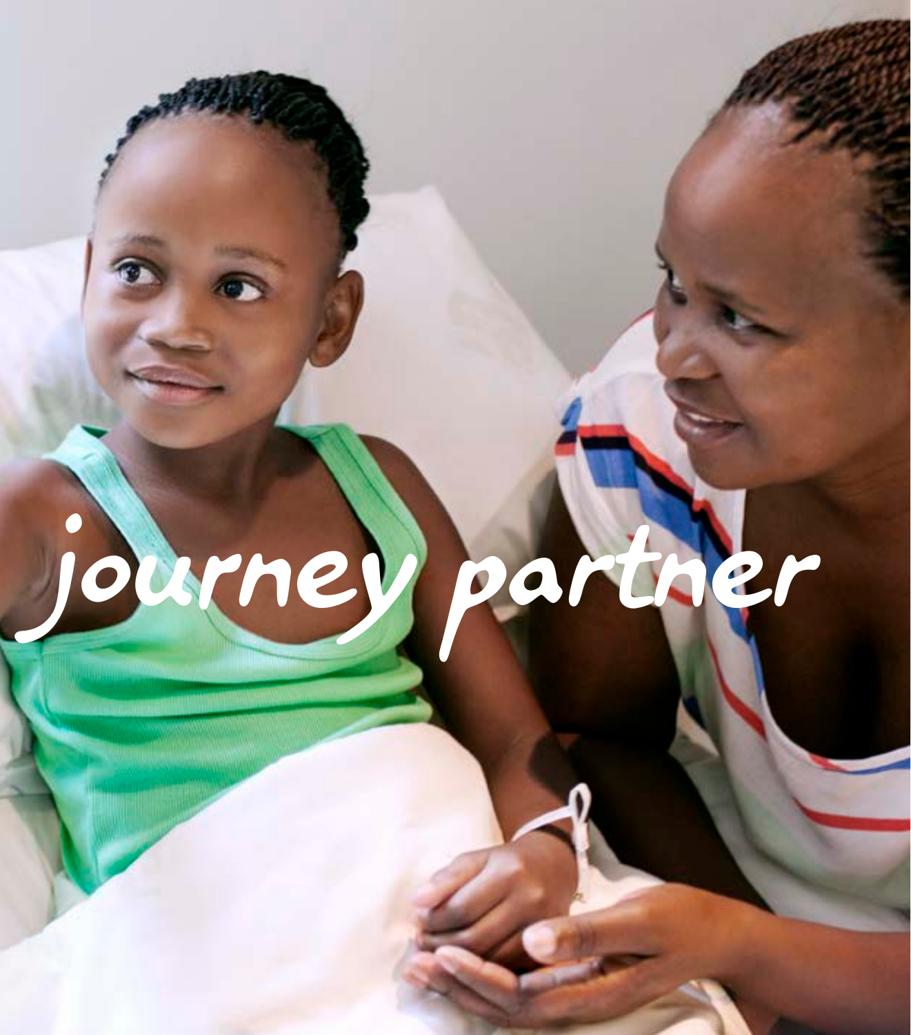journey partner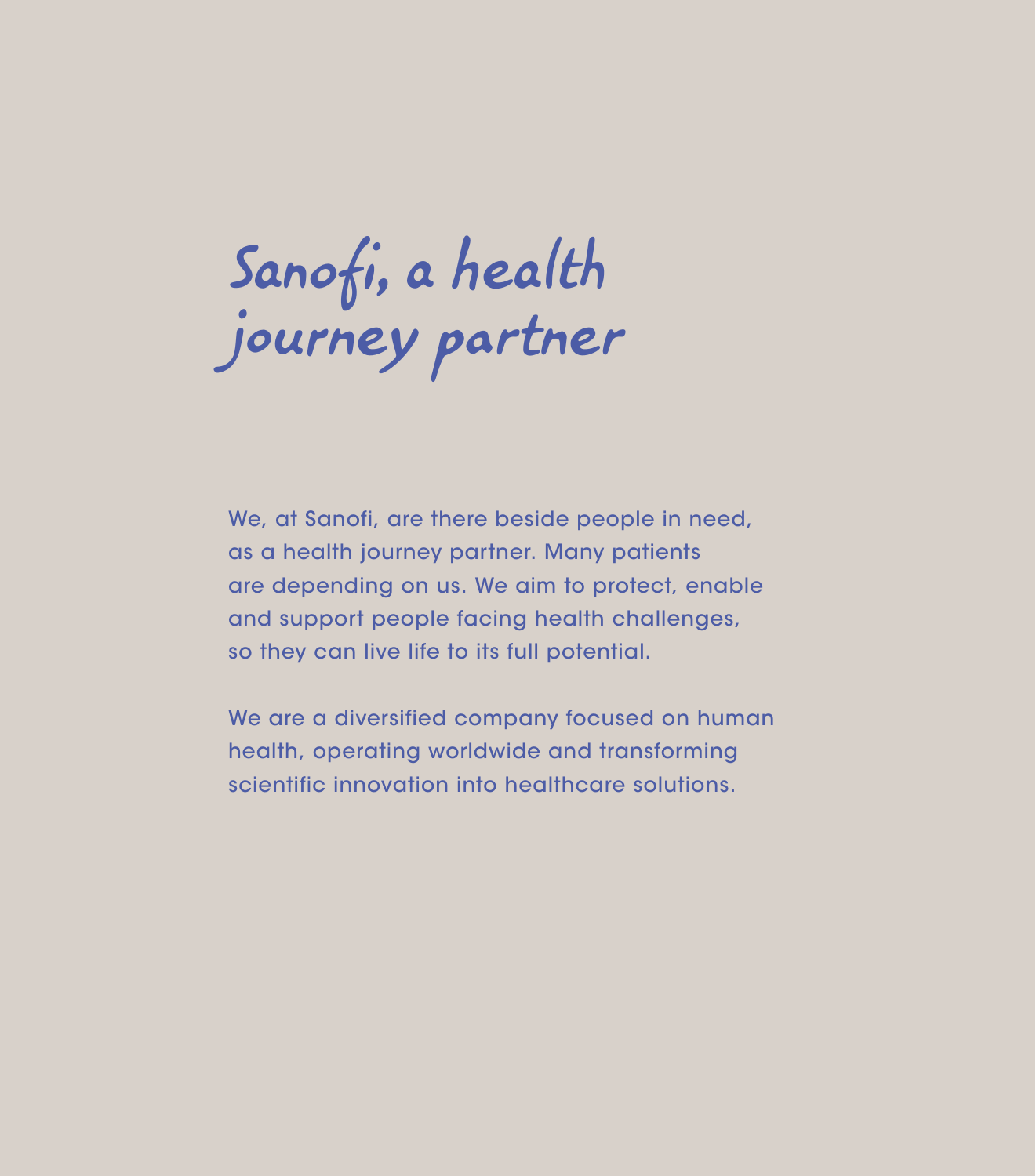# Sanofi, a health journey partner

We, at Sanofi, are there beside people in need, as a health journey partner. Many patients are depending on us. We aim to protect, enable and support people facing health challenges, so they can live life to its full potential.

We are a diversified company focused on human health, operating worldwide and transforming scientific innovation into healthcare solutions.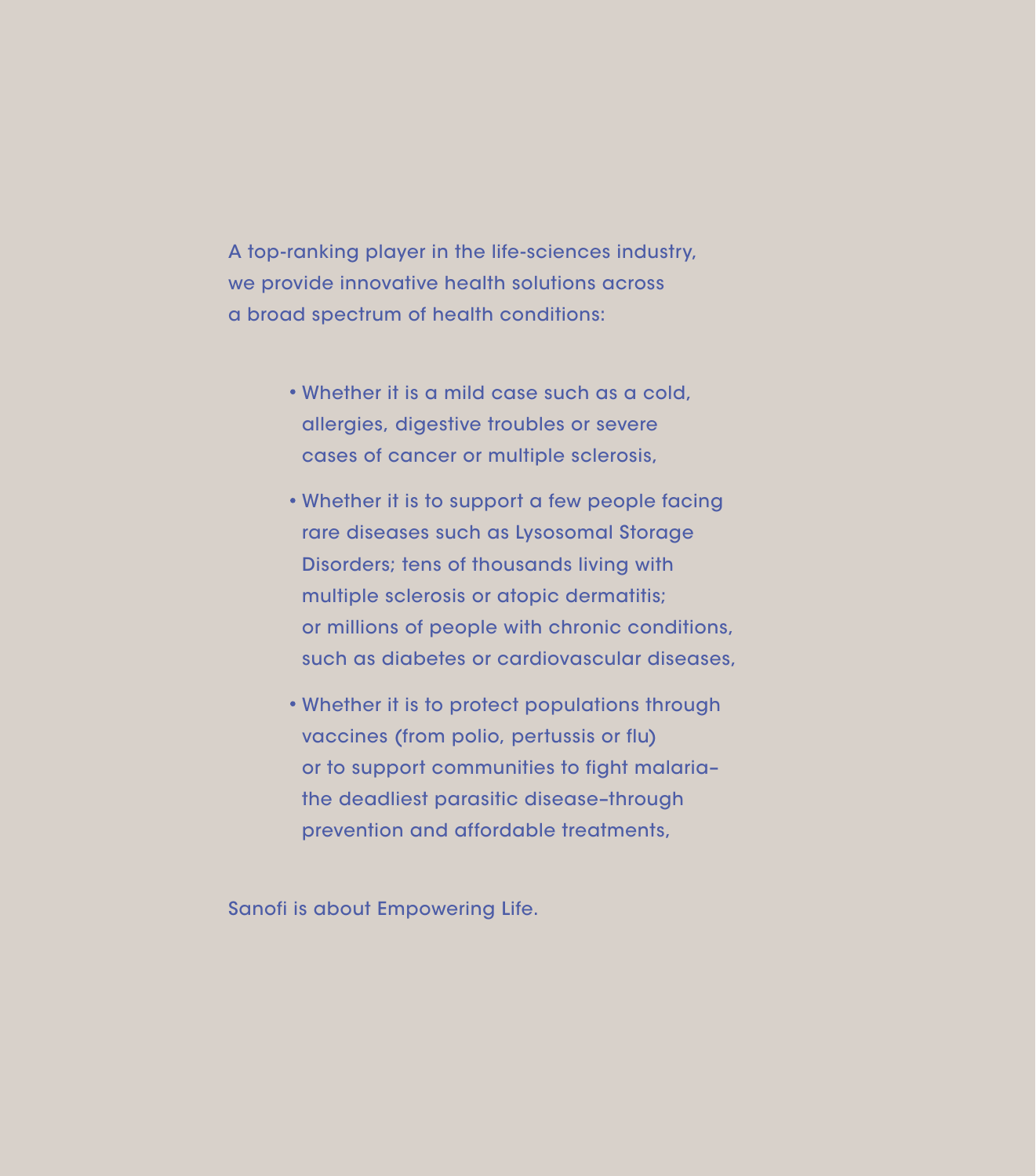A top-ranking player in the life-sciences industry, we provide innovative health solutions across a broad spectrum of health conditions:

- Whether it is a mild case such as a cold, allergies, digestive troubles or severe cases of cancer or multiple sclerosis,
- Whether it is to support a few people facing rare diseases such as Lysosomal Storage Disorders; tens of thousands living with multiple sclerosis or atopic dermatitis; or millions of people with chronic conditions, such as diabetes or cardiovascular diseases,
- Whether it is to protect populations through vaccines (from polio, pertussis or flu) or to support communities to fight malaria–the deadliest parasitic disease–through prevention and affordable treatments,

Sanofi is about Empowering Life.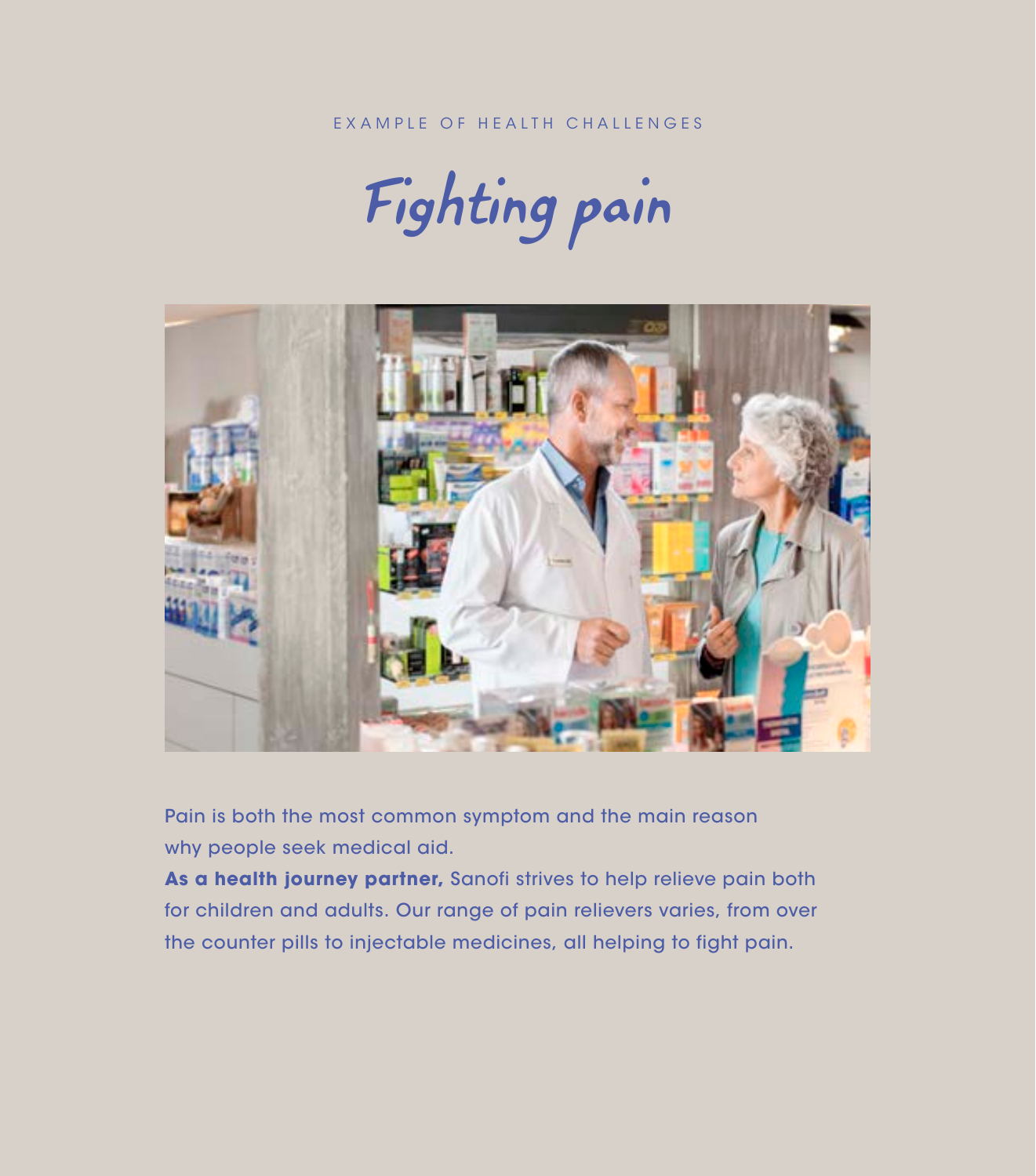EXAMPLE OF HEALTH CHALLENGES

# Fighting pain

Pain is both the most common symptom and the main reason why people seek medical aid.

**As a health journey partner,** Sanofi strives to help relieve pain both for children and adults. Our range of pain relievers varies, from over the counter pills to injectable medicines, all helping to fight pain.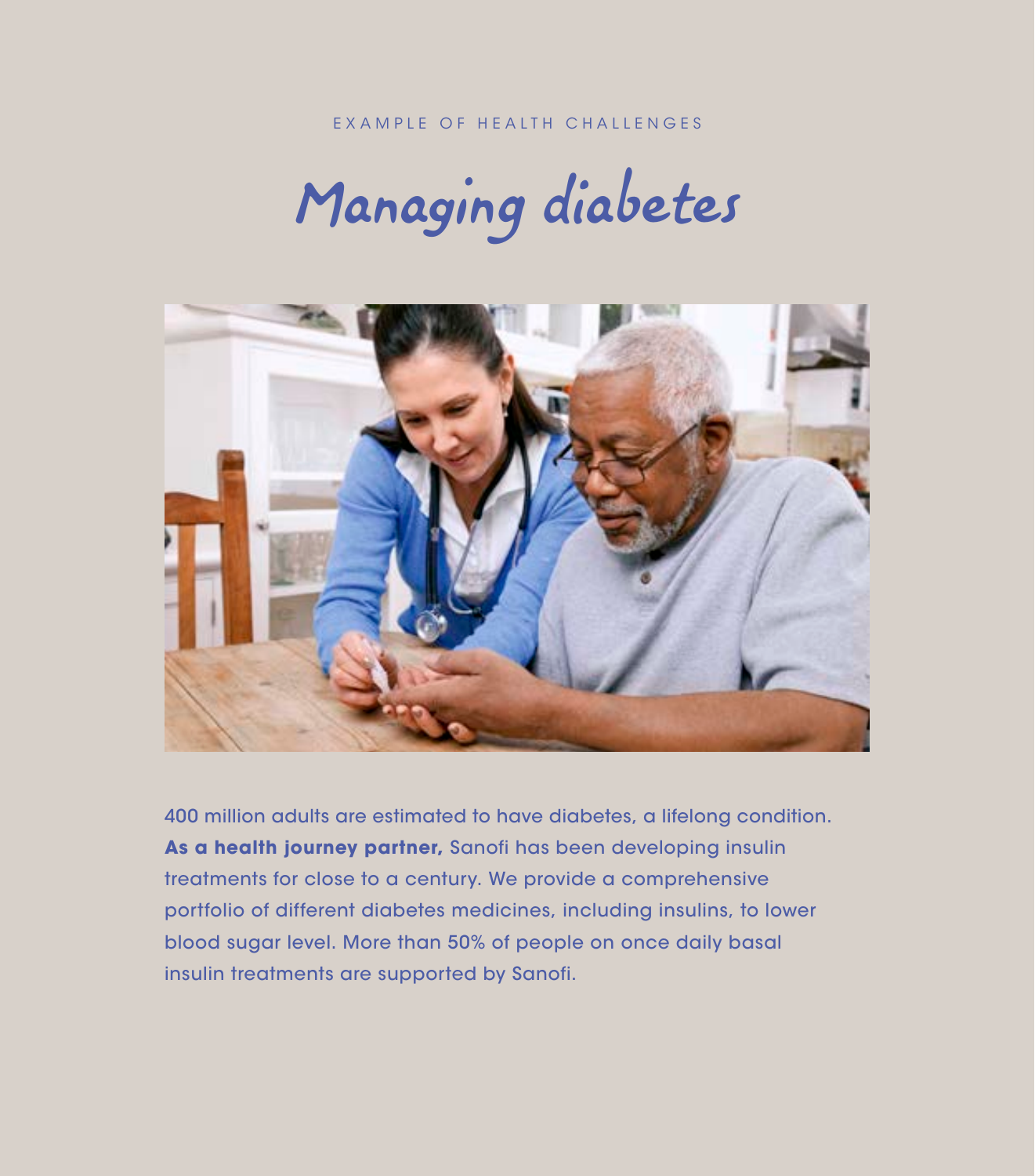EXAMPLE OF HEALTH CHALLENGES

# Managing diabetes

400 million adults are estimated to have diabetes, a lifelong condition. **As a health journey partner,** Sanofi has been developing insulin treatments for close to a century. We provide a comprehensive portfolio of different diabetes medicines, including insulins, to lower blood sugar level. More than 50% of people on once daily basal insulin treatments are supported by Sanofi.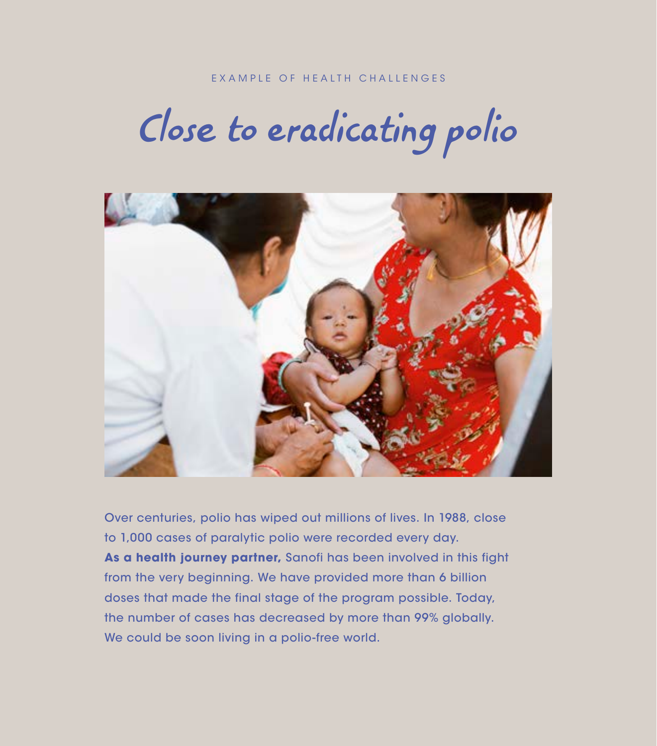EXAMPLE OF HEALTH CHALLENGES

# Close to eradicating polio

Over centuries, polio has wiped out millions of lives. In 1988, close to 1,000 cases of paralytic polio were recorded every day. **As a health journey partner,** Sanofi has been involved in this fight from the very beginning. We have provided more than 6 billion doses that made the final stage of the program possible. Today, the number of cases has decreased by more than 99% globally. We could be soon living in a polio-free world.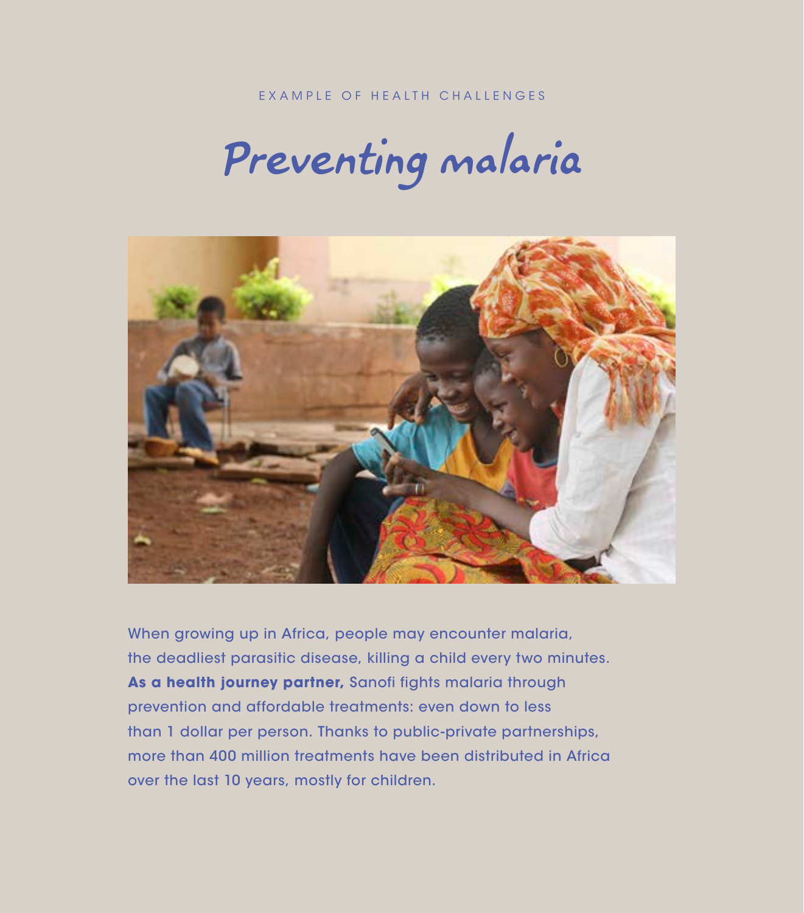EXAMPLE OF HEALTH CHALLENGES

# Preventing malaria

When growing up in Africa, people may encounter malaria, the deadliest parasitic disease, killing a child every two minutes. **As a health journey partner,** Sanofi fights malaria through prevention and affordable treatments: even down to less than 1 dollar per person. Thanks to public-private partnerships, more than 400 million treatments have been distributed in Africa over the last 10 years, mostly for children.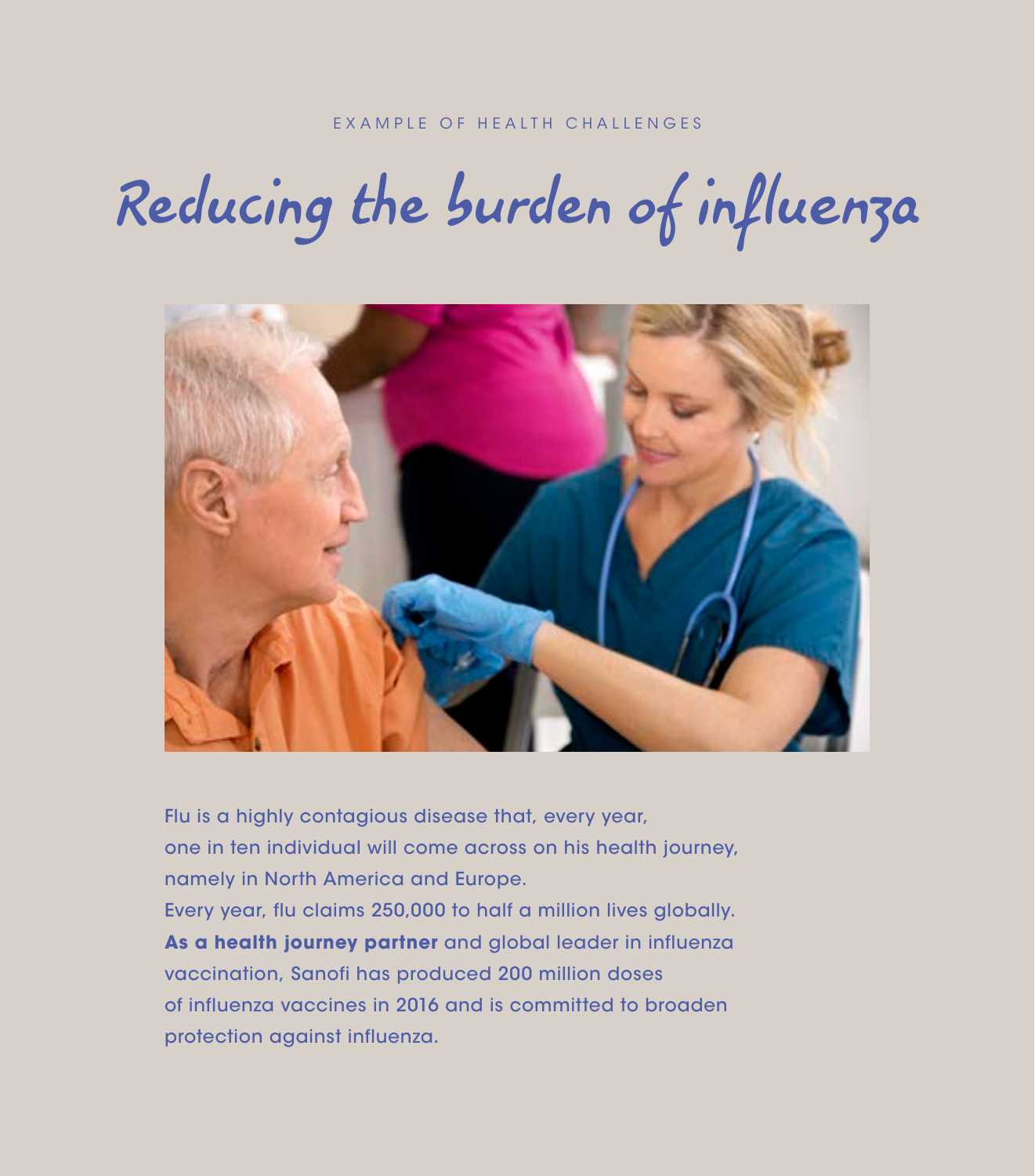EXAMPLE OF HEALTH CHALLENGES

# Reducing the burden of influenza

Flu is a highly contagious disease that, every year, one in ten individual will come across on his health journey, namely in North America and Europe.

Every year, flu claims 250,000 to half a million lives globally.

**As a health journey partner** and global leader in influenza vaccination, Sanofi has produced 200 million doses of influenza vaccines in 2016 and is committed to broaden protection against influenza.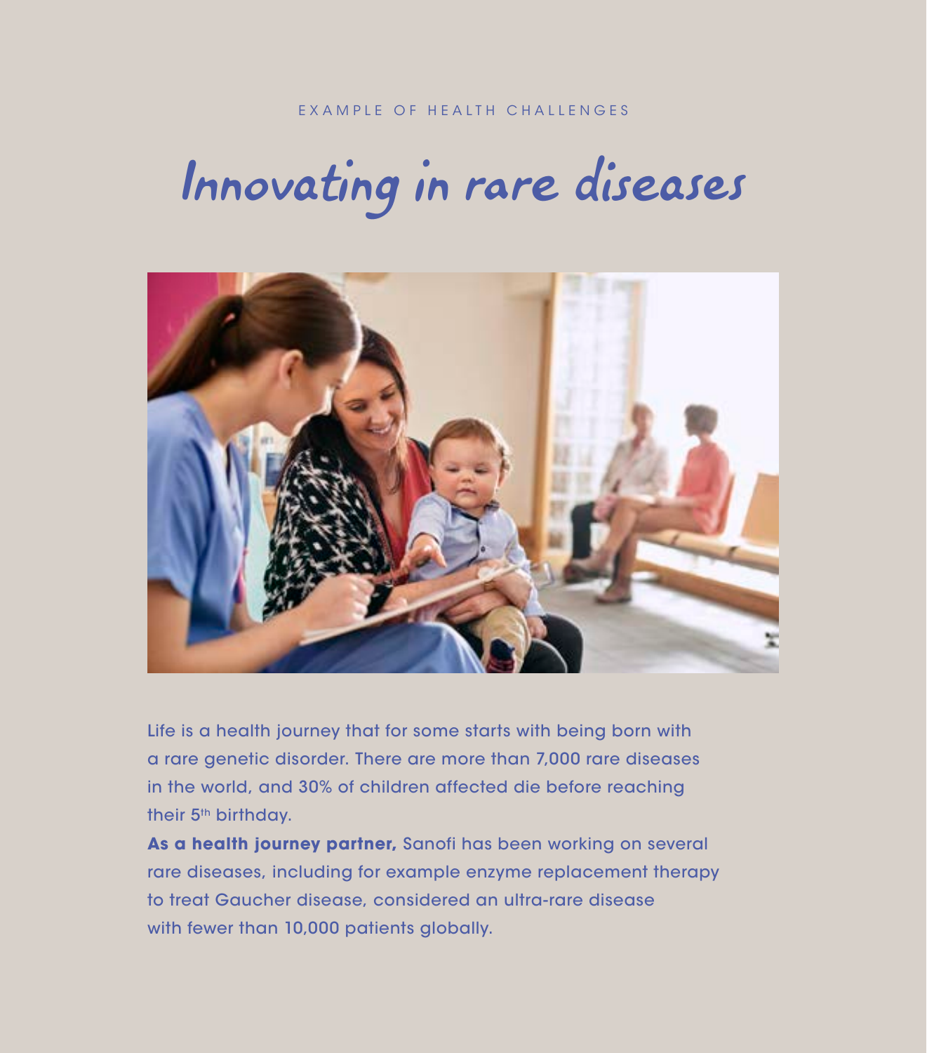EXAMPLE OF HEALTH CHALLENGES

# Innovating in rare diseases

Life is a health journey that for some starts with being born with a rare genetic disorder. There are more than 7,000 rare diseases in the world, and 30% of children affected die before reaching their 5th birthday.

**As a health journey partner,** Sanofi has been working on several rare diseases, including for example enzyme replacement therapy to treat Gaucher disease, considered an ultra-rare disease with fewer than 10,000 patients globally.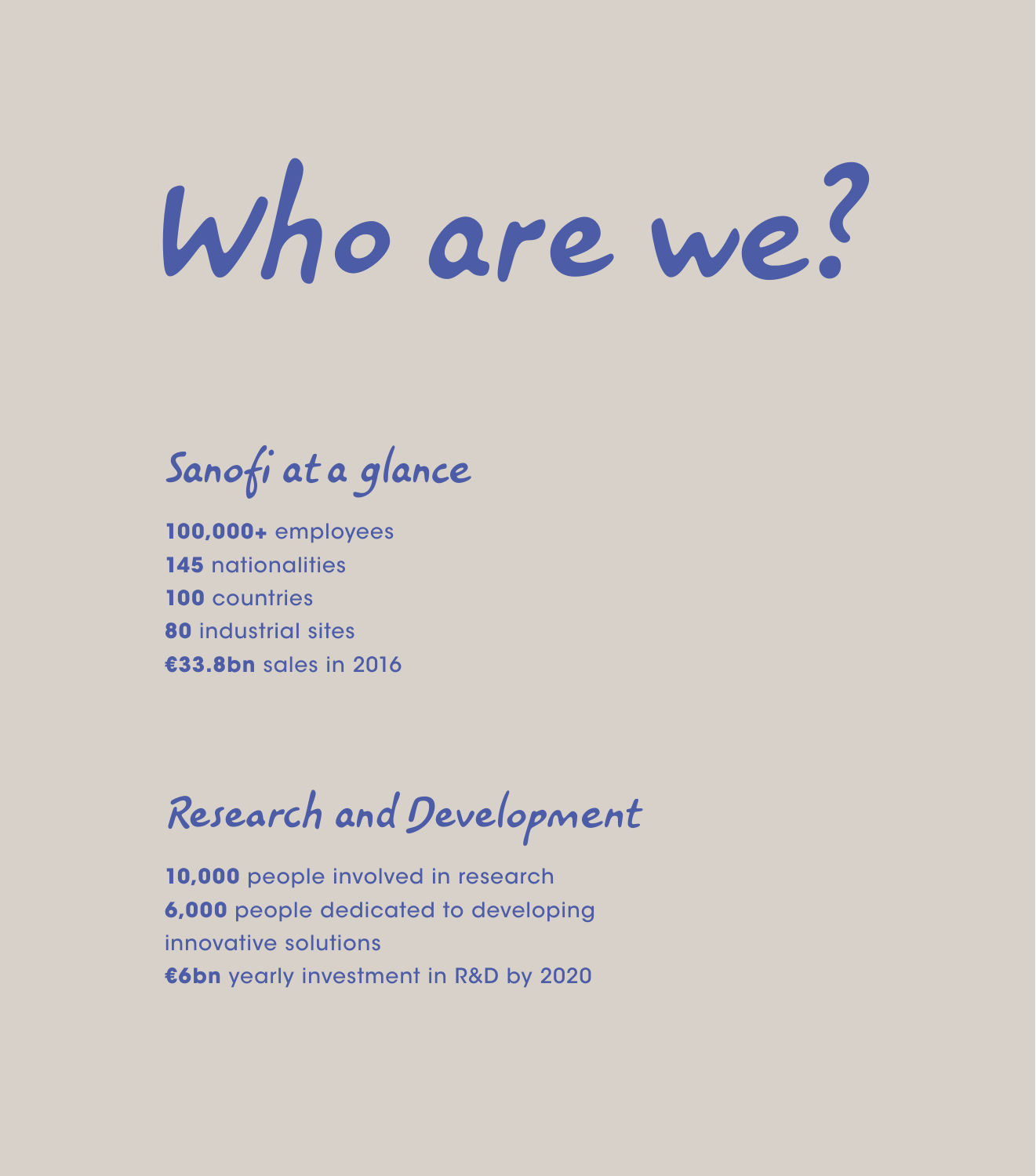# Who are we?

## Sanofi at a glance

**100,000+** employees
**145** nationalities
**100** countries
**80** industrial sites
**€33.8bn** sales in 2016

## Research and Development

**10,000** people involved in research
**6,000** people dedicated to developing innovative solutions
**€6bn** yearly investment in R&D by 2020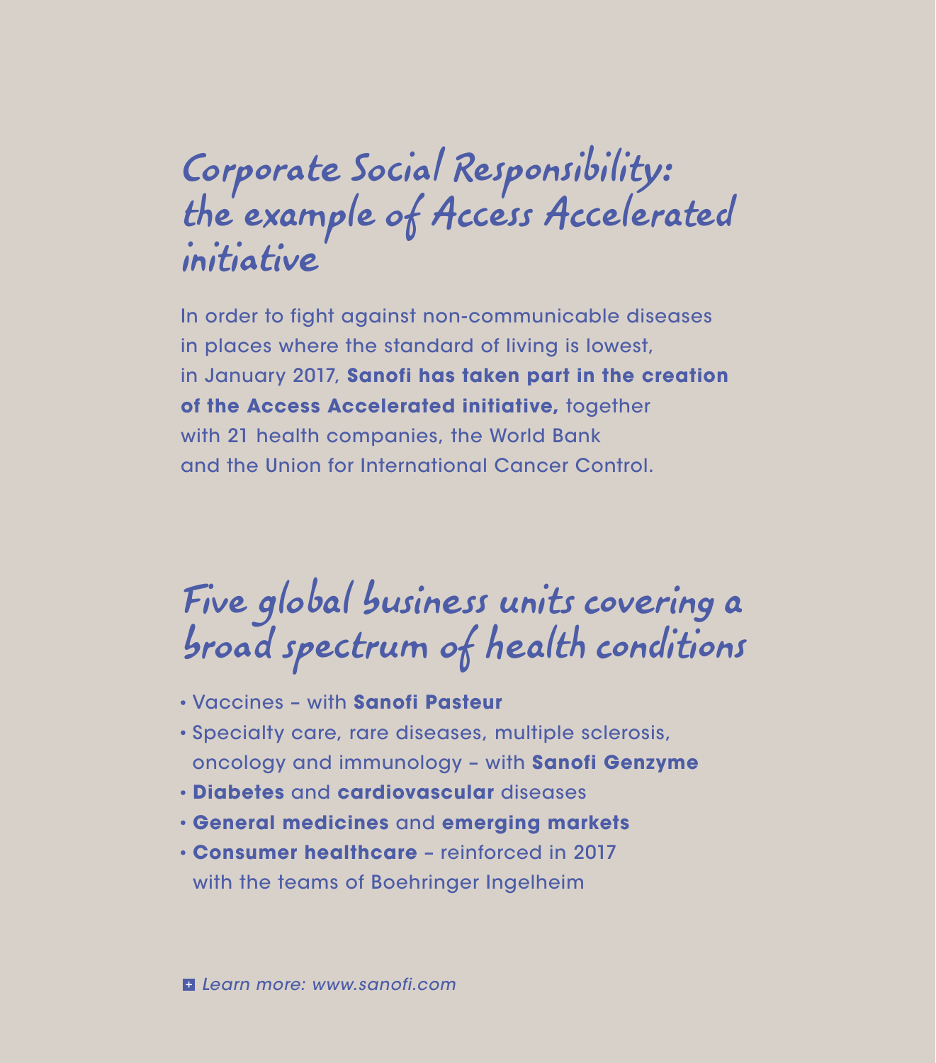## Corporate Social Responsibility: the example of Access Accelerated initiative

In order to fight against non-communicable diseases in places where the standard of living is lowest, in January 2017, **Sanofi has taken part in the creation of the Access Accelerated initiative,** together with 21 health companies, the World Bank and the Union for International Cancer Control.

## Five global business units covering a broad spectrum of health conditions

- Vaccines – with **Sanofi Pasteur**
- Specialty care, rare diseases, multiple sclerosis, oncology and immunology – with **Sanofi Genzyme**
- **Diabetes** and **cardiovascular** diseases
- **General medicines** and **emerging markets**
- **Consumer healthcare** – reinforced in 2017 with the teams of Boehringer Ingelheim

*Learn more: www.sanofi.com*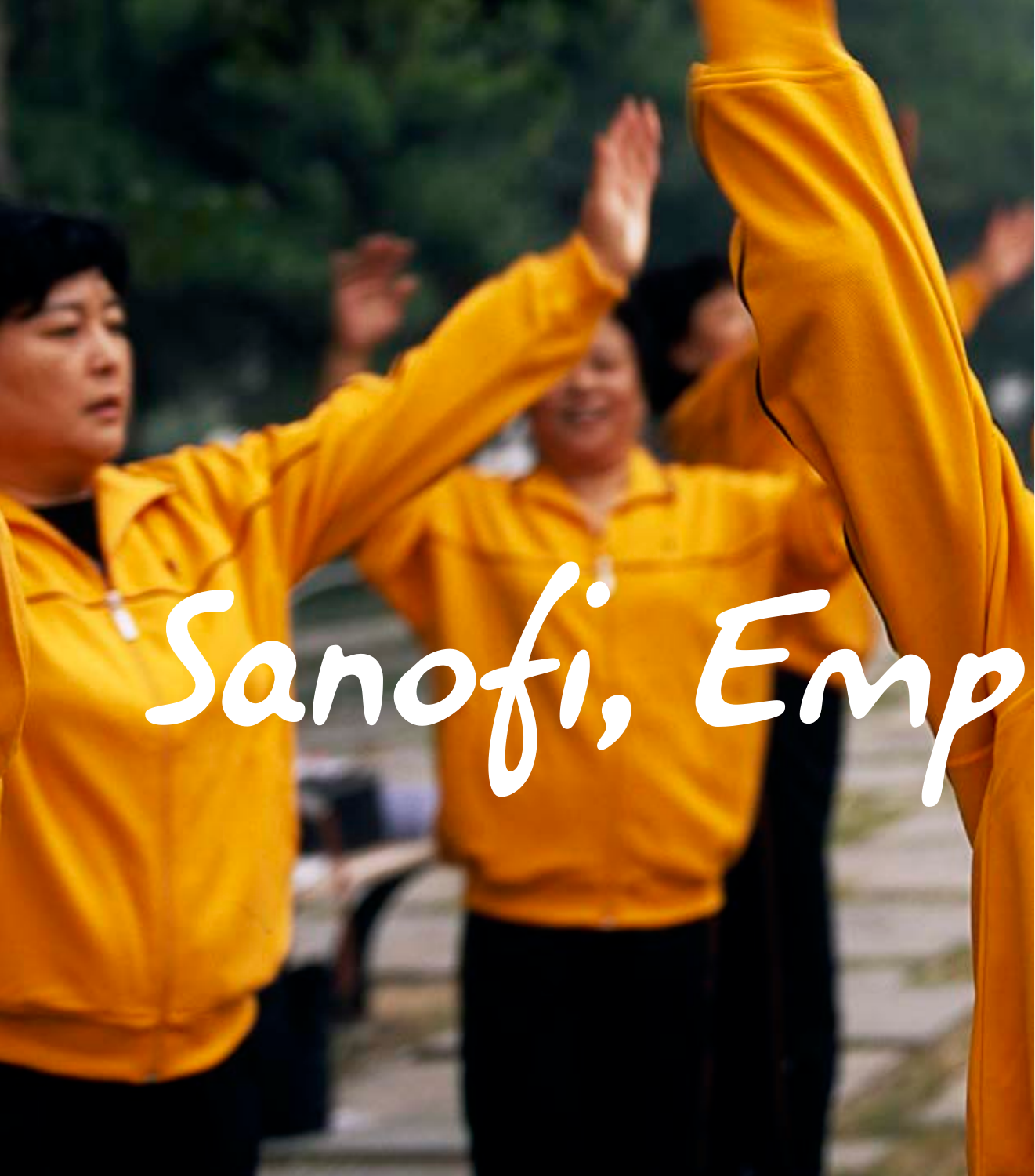Sanofi, Emp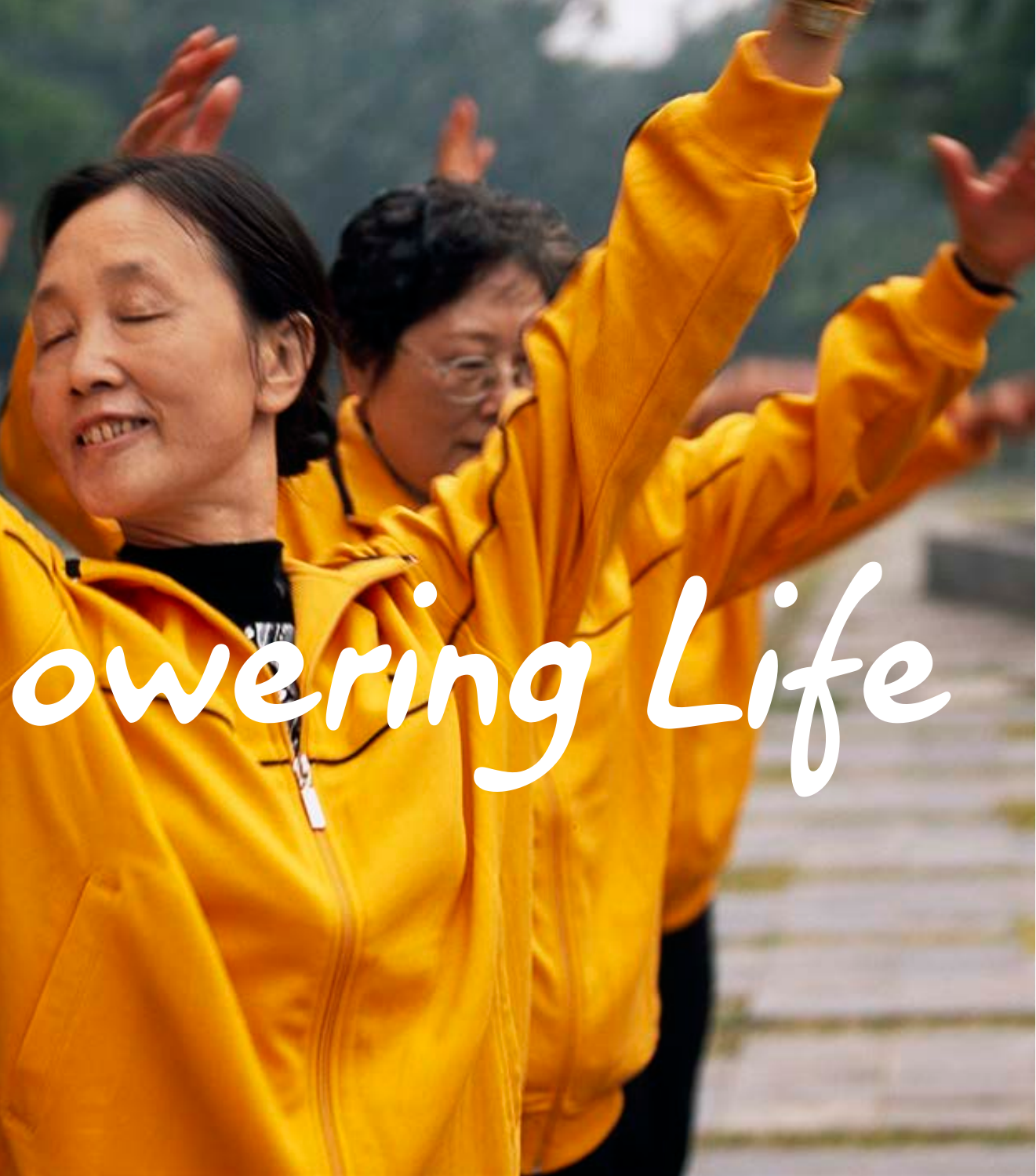owering Life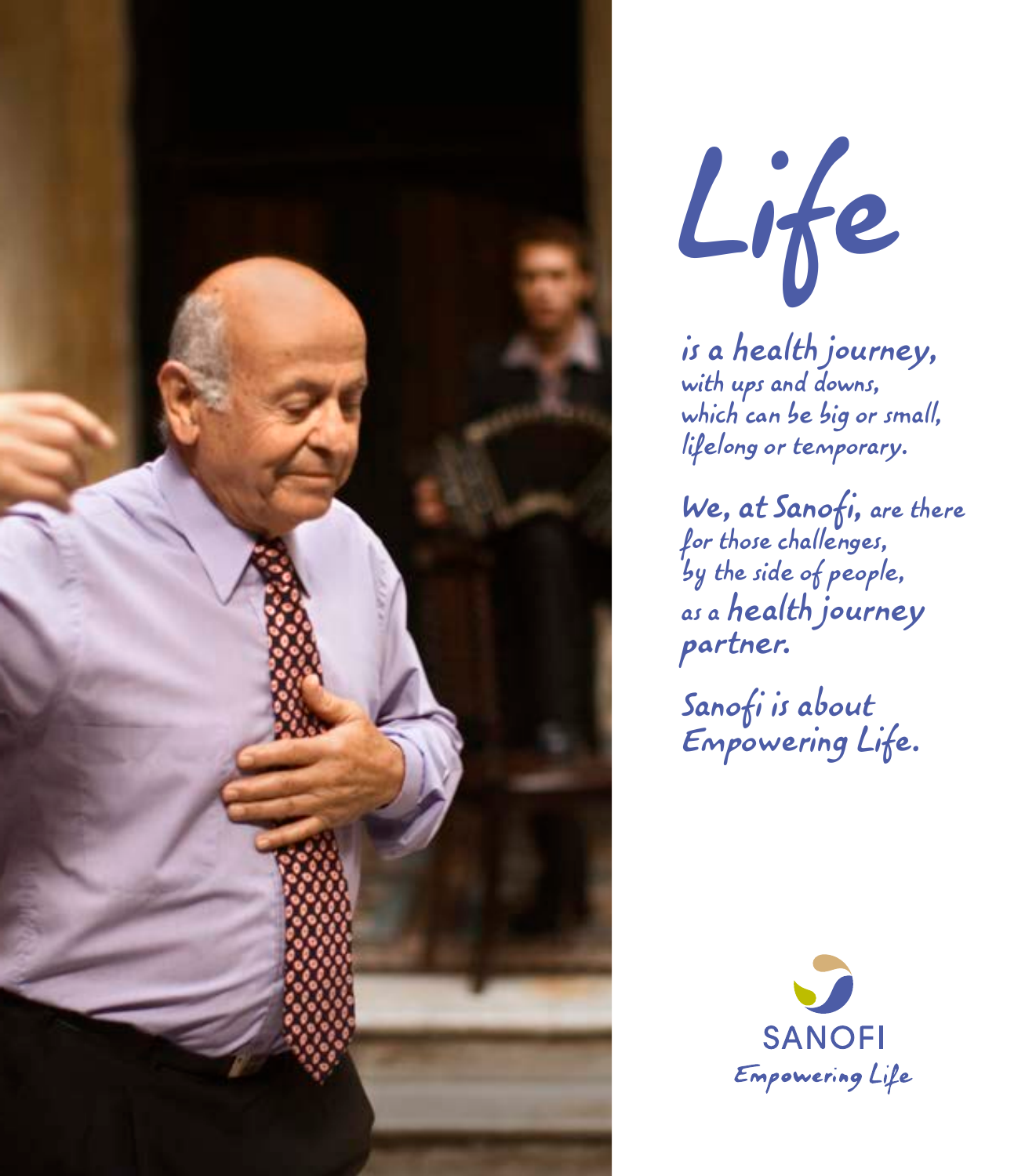# Life

*is a health journey,*
*with ups and downs,*
*which can be big or small,*
*lifelong or temporary.*

*We, at Sanofi, are there*
*for those challenges,*
*by the side of people,*
*as a health journey*
*partner.*

*Sanofi is about*
*Empowering Life.*

SANOFI

*Empowering Life*